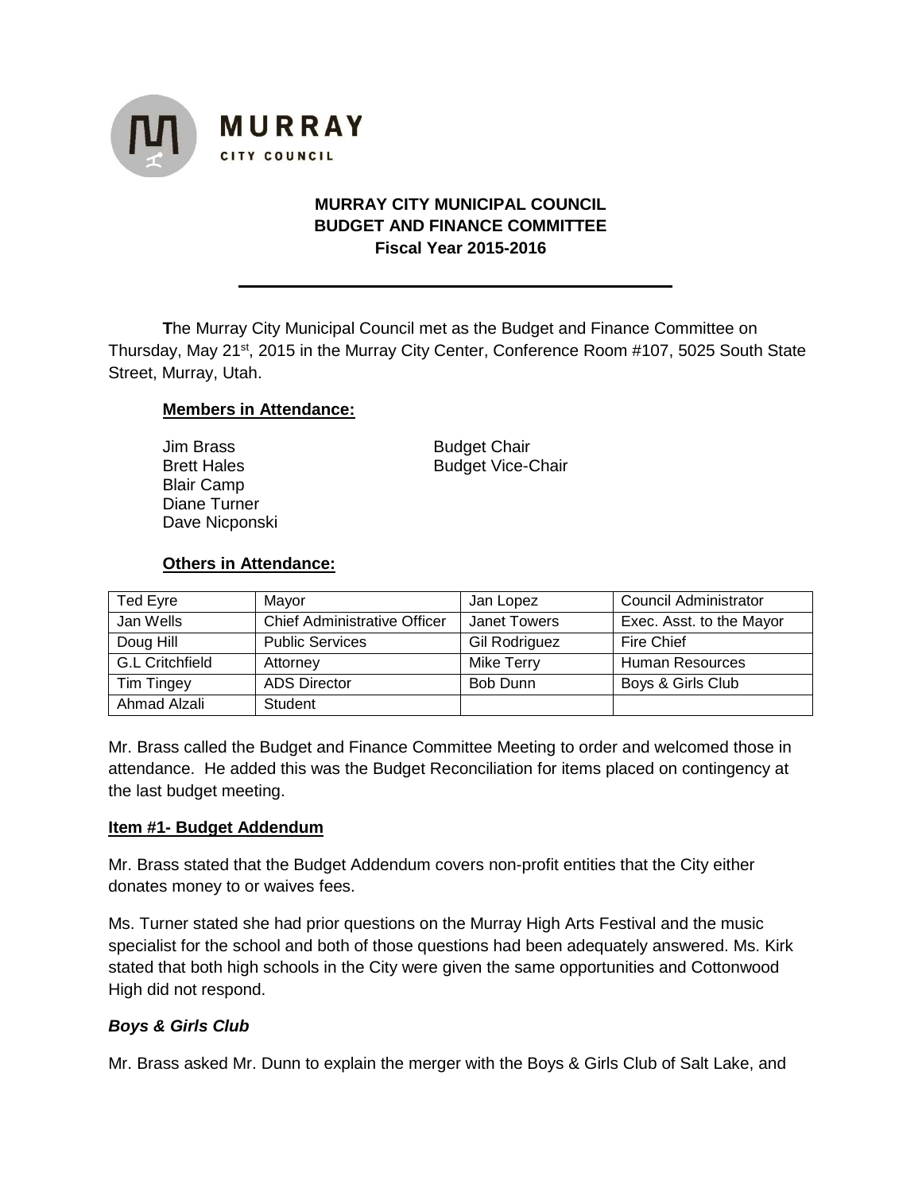# MURRAY CITY MUNICIPAL COUNCIL
## BUDGET AND FINANCE COMMITTEE
### Fiscal Year 2015-2016

**T**he Murray City Municipal Council met as the Budget and Finance Committee on Thursday, May 21st, 2015 in the Murray City Center, Conference Room #107, 5025 South State Street, Murray, Utah.

**Members in Attendance:**

| | |
|---|---|
| Jim Brass | Budget Chair |
| Brett Hales | Budget Vice-Chair |
| Blair Camp | |
| Diane Turner | |
| Dave Nicponski | |

**Others in Attendance:**

| | | | |
|---|---|---|---|
| Ted Eyre | Mayor | Jan Lopez | Council Administrator |
| Jan Wells | Chief Administrative Officer | Janet Towers | Exec. Asst. to the Mayor |
| Doug Hill | Public Services | Gil Rodriguez | Fire Chief |
| G.L Critchfield | Attorney | Mike Terry | Human Resources |
| Tim Tingey | ADS Director | Bob Dunn | Boys & Girls Club |
| Ahmad Alzali | Student | | |

Mr. Brass called the Budget and Finance Committee Meeting to order and welcomed those in attendance. He added this was the Budget Reconciliation for items placed on contingency at the last budget meeting.

**Item #1- Budget Addendum**

Mr. Brass stated that the Budget Addendum covers non-profit entities that the City either donates money to or waives fees.

Ms. Turner stated she had prior questions on the Murray High Arts Festival and the music specialist for the school and both of those questions had been adequately answered. Ms. Kirk stated that both high schools in the City were given the same opportunities and Cottonwood High did not respond.

***Boys & Girls Club***

Mr. Brass asked Mr. Dunn to explain the merger with the Boys & Girls Club of Salt Lake, and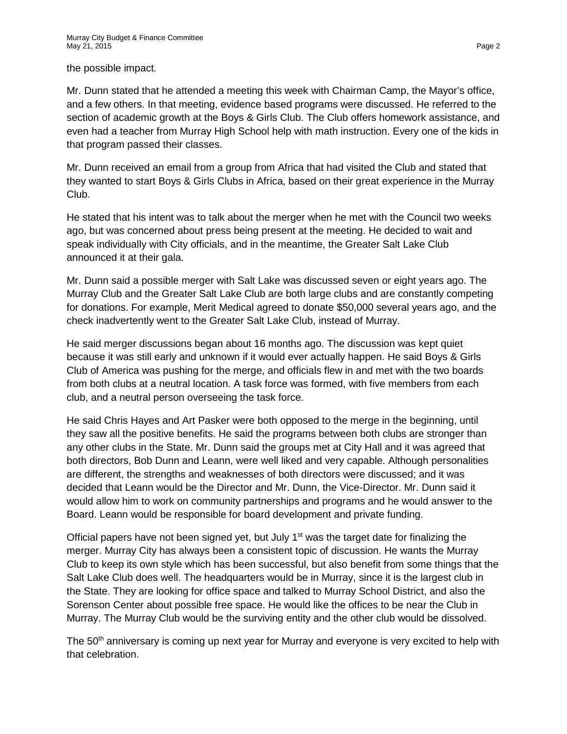the possible impact.

Mr. Dunn stated that he attended a meeting this week with Chairman Camp, the Mayor's office, and a few others. In that meeting, evidence based programs were discussed. He referred to the section of academic growth at the Boys & Girls Club. The Club offers homework assistance, and even had a teacher from Murray High School help with math instruction. Every one of the kids in that program passed their classes.

Mr. Dunn received an email from a group from Africa that had visited the Club and stated that they wanted to start Boys & Girls Clubs in Africa, based on their great experience in the Murray Club.

He stated that his intent was to talk about the merger when he met with the Council two weeks ago, but was concerned about press being present at the meeting. He decided to wait and speak individually with City officials, and in the meantime, the Greater Salt Lake Club announced it at their gala.

Mr. Dunn said a possible merger with Salt Lake was discussed seven or eight years ago. The Murray Club and the Greater Salt Lake Club are both large clubs and are constantly competing for donations. For example, Merit Medical agreed to donate $50,000 several years ago, and the check inadvertently went to the Greater Salt Lake Club, instead of Murray.

He said merger discussions began about 16 months ago. The discussion was kept quiet because it was still early and unknown if it would ever actually happen. He said Boys & Girls Club of America was pushing for the merge, and officials flew in and met with the two boards from both clubs at a neutral location. A task force was formed, with five members from each club, and a neutral person overseeing the task force.

He said Chris Hayes and Art Pasker were both opposed to the merge in the beginning, until they saw all the positive benefits. He said the programs between both clubs are stronger than any other clubs in the State. Mr. Dunn said the groups met at City Hall and it was agreed that both directors, Bob Dunn and Leann, were well liked and very capable. Although personalities are different, the strengths and weaknesses of both directors were discussed; and it was decided that Leann would be the Director and Mr. Dunn, the Vice-Director. Mr. Dunn said it would allow him to work on community partnerships and programs and he would answer to the Board. Leann would be responsible for board development and private funding.

Official papers have not been signed yet, but July 1st was the target date for finalizing the merger. Murray City has always been a consistent topic of discussion. He wants the Murray Club to keep its own style which has been successful, but also benefit from some things that the Salt Lake Club does well. The headquarters would be in Murray, since it is the largest club in the State. They are looking for office space and talked to Murray School District, and also the Sorenson Center about possible free space. He would like the offices to be near the Club in Murray. The Murray Club would be the surviving entity and the other club would be dissolved.

The 50th anniversary is coming up next year for Murray and everyone is very excited to help with that celebration.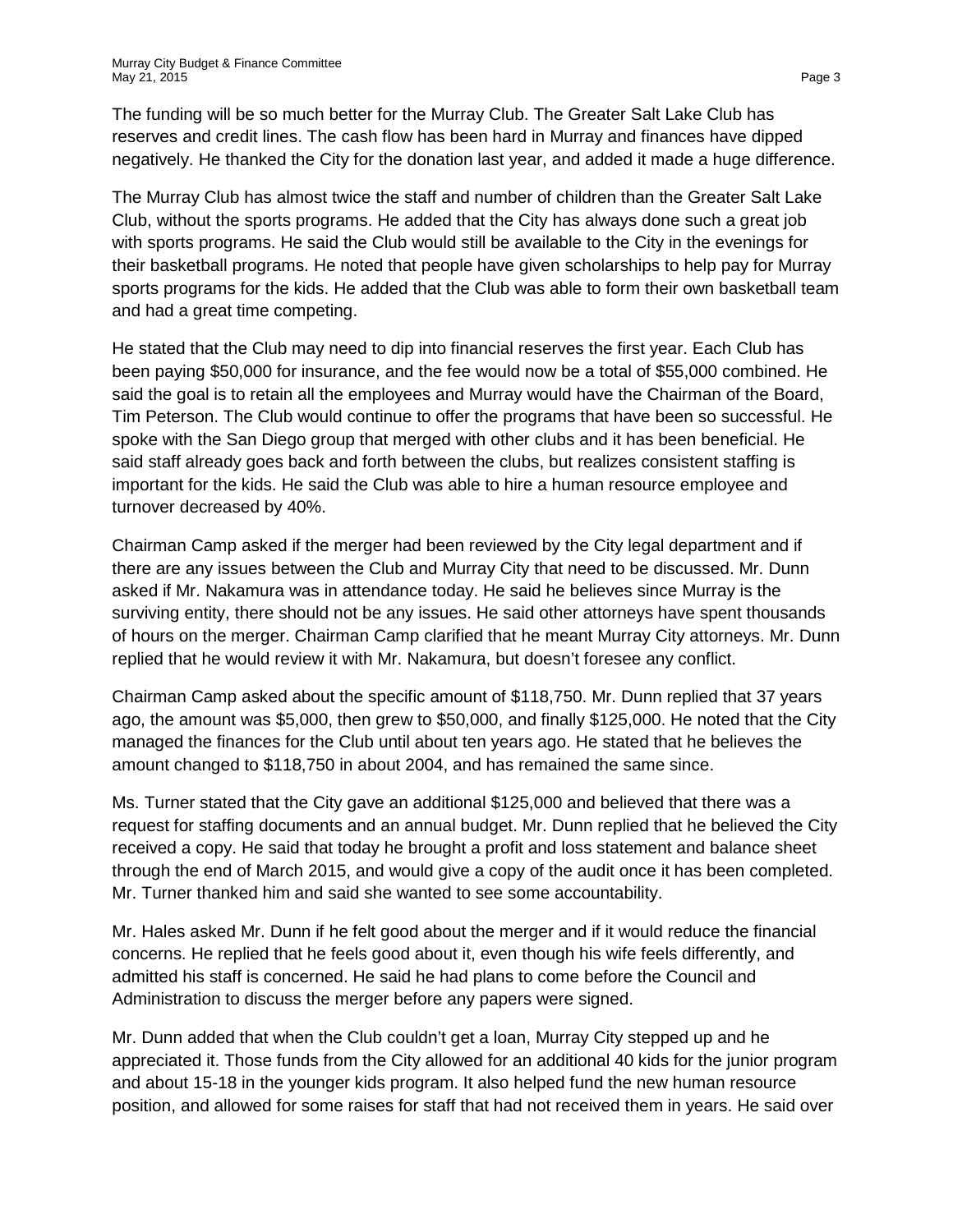The funding will be so much better for the Murray Club. The Greater Salt Lake Club has reserves and credit lines. The cash flow has been hard in Murray and finances have dipped negatively. He thanked the City for the donation last year, and added it made a huge difference.

The Murray Club has almost twice the staff and number of children than the Greater Salt Lake Club, without the sports programs. He added that the City has always done such a great job with sports programs. He said the Club would still be available to the City in the evenings for their basketball programs. He noted that people have given scholarships to help pay for Murray sports programs for the kids. He added that the Club was able to form their own basketball team and had a great time competing.

He stated that the Club may need to dip into financial reserves the first year. Each Club has been paying $50,000 for insurance, and the fee would now be a total of $55,000 combined. He said the goal is to retain all the employees and Murray would have the Chairman of the Board, Tim Peterson. The Club would continue to offer the programs that have been so successful. He spoke with the San Diego group that merged with other clubs and it has been beneficial. He said staff already goes back and forth between the clubs, but realizes consistent staffing is important for the kids. He said the Club was able to hire a human resource employee and turnover decreased by 40%.

Chairman Camp asked if the merger had been reviewed by the City legal department and if there are any issues between the Club and Murray City that need to be discussed. Mr. Dunn asked if Mr. Nakamura was in attendance today. He said he believes since Murray is the surviving entity, there should not be any issues. He said other attorneys have spent thousands of hours on the merger. Chairman Camp clarified that he meant Murray City attorneys. Mr. Dunn replied that he would review it with Mr. Nakamura, but doesn't foresee any conflict.

Chairman Camp asked about the specific amount of $118,750. Mr. Dunn replied that 37 years ago, the amount was $5,000, then grew to $50,000, and finally $125,000. He noted that the City managed the finances for the Club until about ten years ago. He stated that he believes the amount changed to $118,750 in about 2004, and has remained the same since.

Ms. Turner stated that the City gave an additional $125,000 and believed that there was a request for staffing documents and an annual budget. Mr. Dunn replied that he believed the City received a copy. He said that today he brought a profit and loss statement and balance sheet through the end of March 2015, and would give a copy of the audit once it has been completed. Mr. Turner thanked him and said she wanted to see some accountability.

Mr. Hales asked Mr. Dunn if he felt good about the merger and if it would reduce the financial concerns. He replied that he feels good about it, even though his wife feels differently, and admitted his staff is concerned. He said he had plans to come before the Council and Administration to discuss the merger before any papers were signed.

Mr. Dunn added that when the Club couldn't get a loan, Murray City stepped up and he appreciated it. Those funds from the City allowed for an additional 40 kids for the junior program and about 15-18 in the younger kids program. It also helped fund the new human resource position, and allowed for some raises for staff that had not received them in years. He said over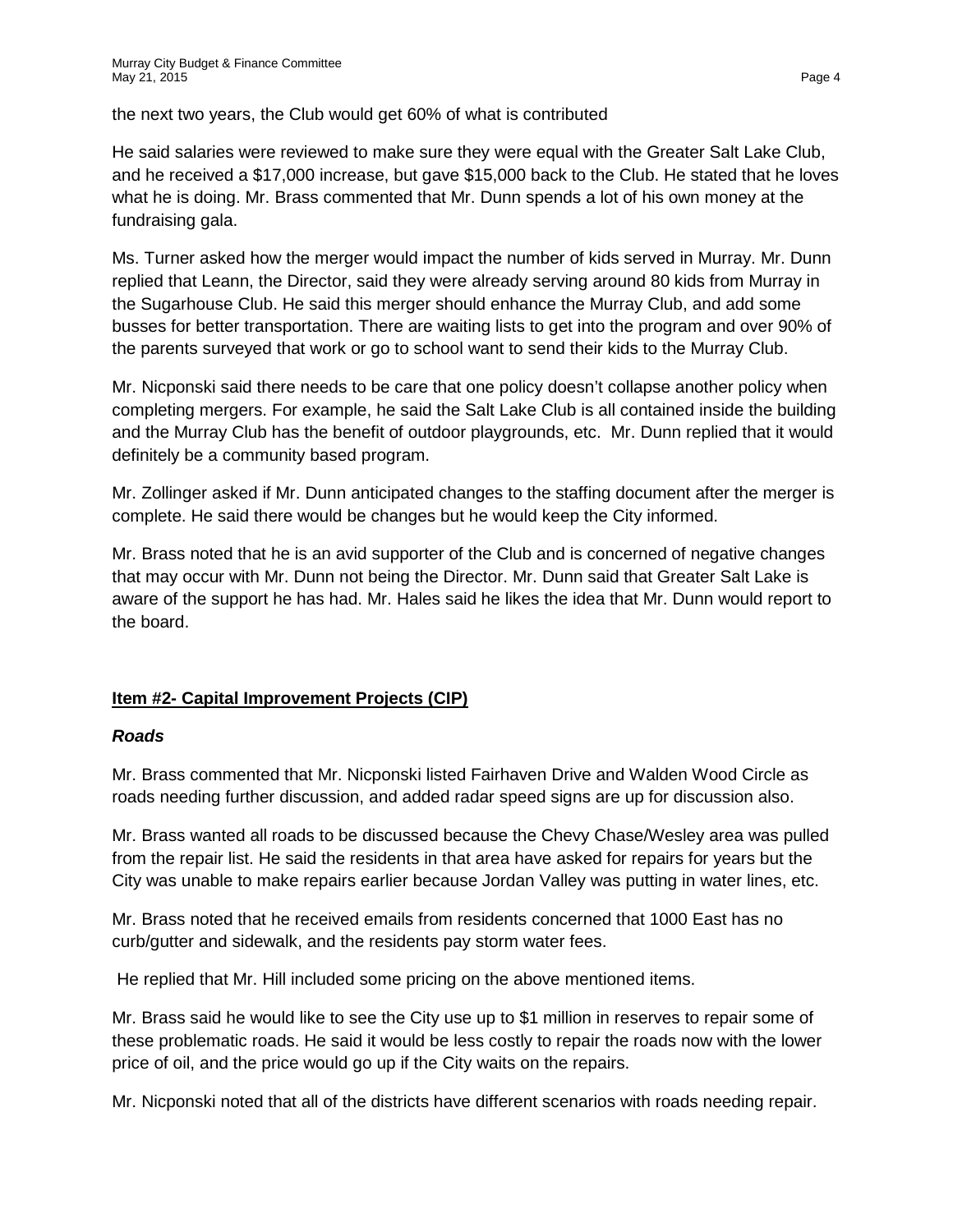the next two years, the Club would get 60% of what is contributed

He said salaries were reviewed to make sure they were equal with the Greater Salt Lake Club, and he received a $17,000 increase, but gave $15,000 back to the Club. He stated that he loves what he is doing. Mr. Brass commented that Mr. Dunn spends a lot of his own money at the fundraising gala.

Ms. Turner asked how the merger would impact the number of kids served in Murray. Mr. Dunn replied that Leann, the Director, said they were already serving around 80 kids from Murray in the Sugarhouse Club. He said this merger should enhance the Murray Club, and add some busses for better transportation. There are waiting lists to get into the program and over 90% of the parents surveyed that work or go to school want to send their kids to the Murray Club.

Mr. Nicponski said there needs to be care that one policy doesn't collapse another policy when completing mergers. For example, he said the Salt Lake Club is all contained inside the building and the Murray Club has the benefit of outdoor playgrounds, etc. Mr. Dunn replied that it would definitely be a community based program.

Mr. Zollinger asked if Mr. Dunn anticipated changes to the staffing document after the merger is complete. He said there would be changes but he would keep the City informed.

Mr. Brass noted that he is an avid supporter of the Club and is concerned of negative changes that may occur with Mr. Dunn not being the Director. Mr. Dunn said that Greater Salt Lake is aware of the support he has had. Mr. Hales said he likes the idea that Mr. Dunn would report to the board.

**Item #2- Capital Improvement Projects (CIP)**

***Roads***

Mr. Brass commented that Mr. Nicponski listed Fairhaven Drive and Walden Wood Circle as roads needing further discussion, and added radar speed signs are up for discussion also.

Mr. Brass wanted all roads to be discussed because the Chevy Chase/Wesley area was pulled from the repair list. He said the residents in that area have asked for repairs for years but the City was unable to make repairs earlier because Jordan Valley was putting in water lines, etc.

Mr. Brass noted that he received emails from residents concerned that 1000 East has no curb/gutter and sidewalk, and the residents pay storm water fees.

He replied that Mr. Hill included some pricing on the above mentioned items.

Mr. Brass said he would like to see the City use up to $1 million in reserves to repair some of these problematic roads. He said it would be less costly to repair the roads now with the lower price of oil, and the price would go up if the City waits on the repairs.

Mr. Nicponski noted that all of the districts have different scenarios with roads needing repair.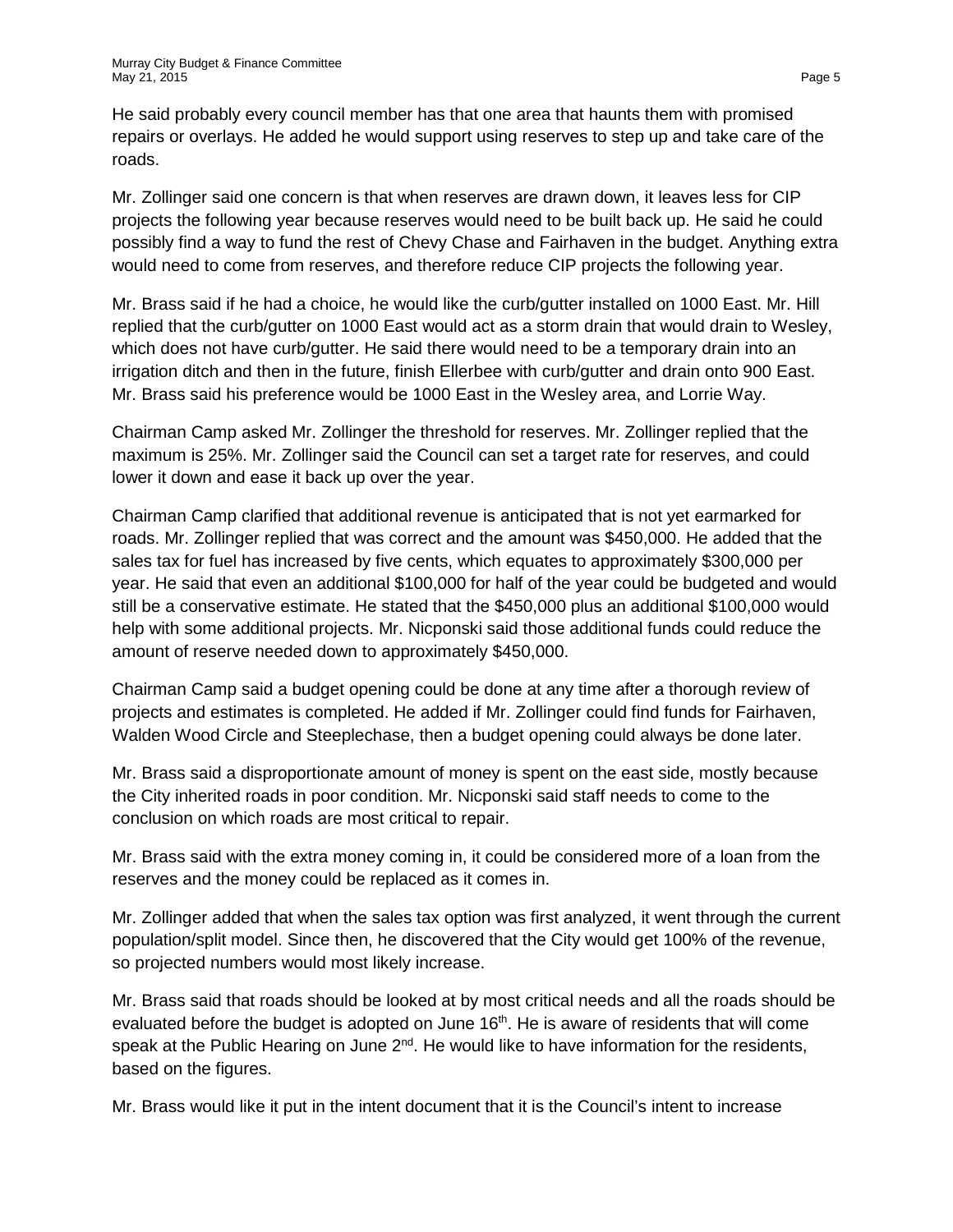He said probably every council member has that one area that haunts them with promised repairs or overlays. He added he would support using reserves to step up and take care of the roads.

Mr. Zollinger said one concern is that when reserves are drawn down, it leaves less for CIP projects the following year because reserves would need to be built back up. He said he could possibly find a way to fund the rest of Chevy Chase and Fairhaven in the budget. Anything extra would need to come from reserves, and therefore reduce CIP projects the following year.

Mr. Brass said if he had a choice, he would like the curb/gutter installed on 1000 East. Mr. Hill replied that the curb/gutter on 1000 East would act as a storm drain that would drain to Wesley, which does not have curb/gutter. He said there would need to be a temporary drain into an irrigation ditch and then in the future, finish Ellerbee with curb/gutter and drain onto 900 East. Mr. Brass said his preference would be 1000 East in the Wesley area, and Lorrie Way.

Chairman Camp asked Mr. Zollinger the threshold for reserves. Mr. Zollinger replied that the maximum is 25%. Mr. Zollinger said the Council can set a target rate for reserves, and could lower it down and ease it back up over the year.

Chairman Camp clarified that additional revenue is anticipated that is not yet earmarked for roads. Mr. Zollinger replied that was correct and the amount was $450,000. He added that the sales tax for fuel has increased by five cents, which equates to approximately $300,000 per year. He said that even an additional $100,000 for half of the year could be budgeted and would still be a conservative estimate. He stated that the $450,000 plus an additional $100,000 would help with some additional projects. Mr. Nicponski said those additional funds could reduce the amount of reserve needed down to approximately $450,000.

Chairman Camp said a budget opening could be done at any time after a thorough review of projects and estimates is completed. He added if Mr. Zollinger could find funds for Fairhaven, Walden Wood Circle and Steeplechase, then a budget opening could always be done later.

Mr. Brass said a disproportionate amount of money is spent on the east side, mostly because the City inherited roads in poor condition. Mr. Nicponski said staff needs to come to the conclusion on which roads are most critical to repair.

Mr. Brass said with the extra money coming in, it could be considered more of a loan from the reserves and the money could be replaced as it comes in.

Mr. Zollinger added that when the sales tax option was first analyzed, it went through the current population/split model. Since then, he discovered that the City would get 100% of the revenue, so projected numbers would most likely increase.

Mr. Brass said that roads should be looked at by most critical needs and all the roads should be evaluated before the budget is adopted on June 16th. He is aware of residents that will come speak at the Public Hearing on June 2nd. He would like to have information for the residents, based on the figures.

Mr. Brass would like it put in the intent document that it is the Council's intent to increase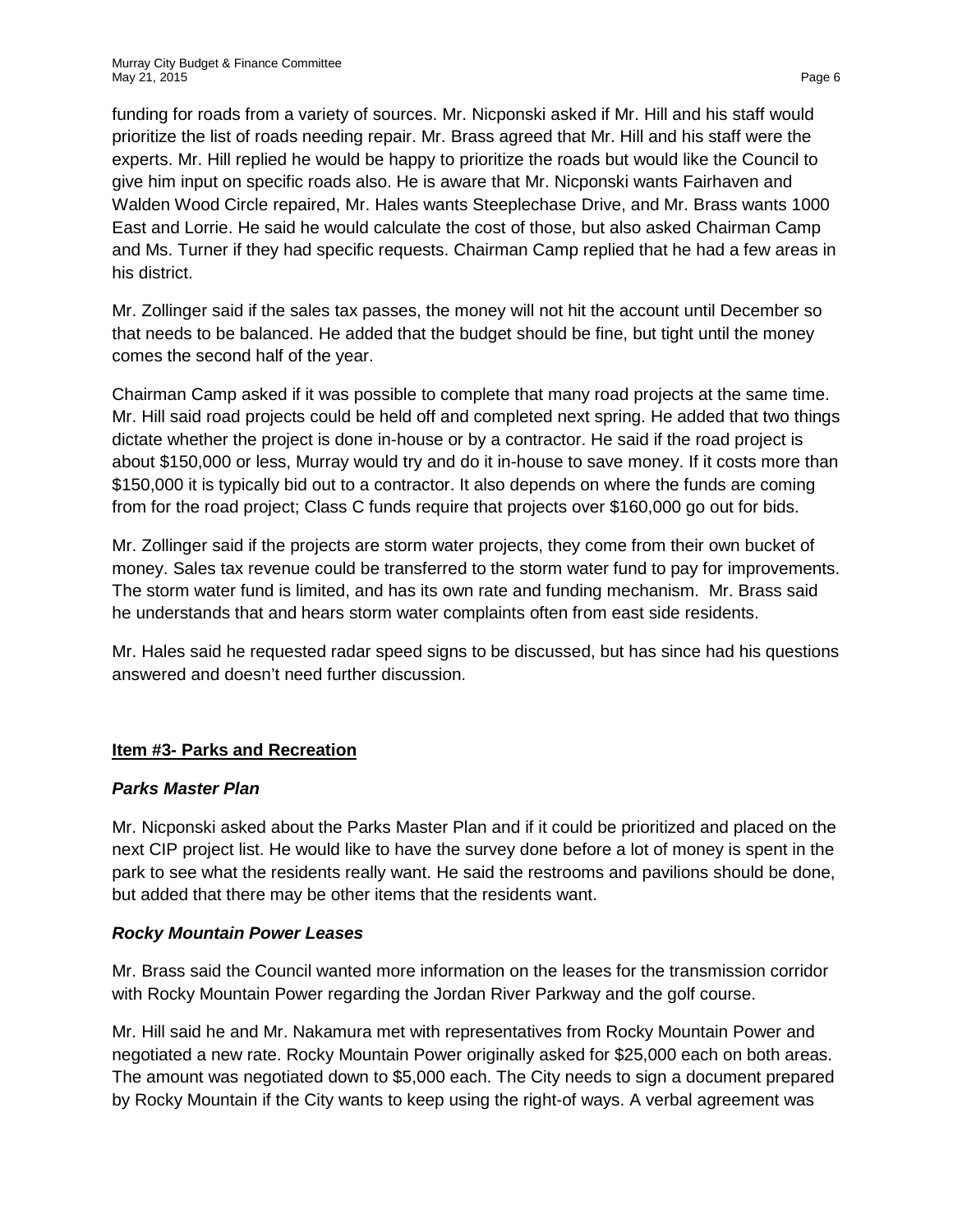funding for roads from a variety of sources. Mr. Nicponski asked if Mr. Hill and his staff would prioritize the list of roads needing repair. Mr. Brass agreed that Mr. Hill and his staff were the experts. Mr. Hill replied he would be happy to prioritize the roads but would like the Council to give him input on specific roads also. He is aware that Mr. Nicponski wants Fairhaven and Walden Wood Circle repaired, Mr. Hales wants Steeplechase Drive, and Mr. Brass wants 1000 East and Lorrie. He said he would calculate the cost of those, but also asked Chairman Camp and Ms. Turner if they had specific requests. Chairman Camp replied that he had a few areas in his district.

Mr. Zollinger said if the sales tax passes, the money will not hit the account until December so that needs to be balanced. He added that the budget should be fine, but tight until the money comes the second half of the year.

Chairman Camp asked if it was possible to complete that many road projects at the same time. Mr. Hill said road projects could be held off and completed next spring. He added that two things dictate whether the project is done in-house or by a contractor. He said if the road project is about $150,000 or less, Murray would try and do it in-house to save money. If it costs more than $150,000 it is typically bid out to a contractor. It also depends on where the funds are coming from for the road project; Class C funds require that projects over $160,000 go out for bids.

Mr. Zollinger said if the projects are storm water projects, they come from their own bucket of money. Sales tax revenue could be transferred to the storm water fund to pay for improvements. The storm water fund is limited, and has its own rate and funding mechanism. Mr. Brass said he understands that and hears storm water complaints often from east side residents.

Mr. Hales said he requested radar speed signs to be discussed, but has since had his questions answered and doesn't need further discussion.

## Item #3- Parks and Recreation

### *Parks Master Plan*

Mr. Nicponski asked about the Parks Master Plan and if it could be prioritized and placed on the next CIP project list. He would like to have the survey done before a lot of money is spent in the park to see what the residents really want. He said the restrooms and pavilions should be done, but added that there may be other items that the residents want.

### *Rocky Mountain Power Leases*

Mr. Brass said the Council wanted more information on the leases for the transmission corridor with Rocky Mountain Power regarding the Jordan River Parkway and the golf course.

Mr. Hill said he and Mr. Nakamura met with representatives from Rocky Mountain Power and negotiated a new rate. Rocky Mountain Power originally asked for $25,000 each on both areas. The amount was negotiated down to $5,000 each. The City needs to sign a document prepared by Rocky Mountain if the City wants to keep using the right-of ways. A verbal agreement was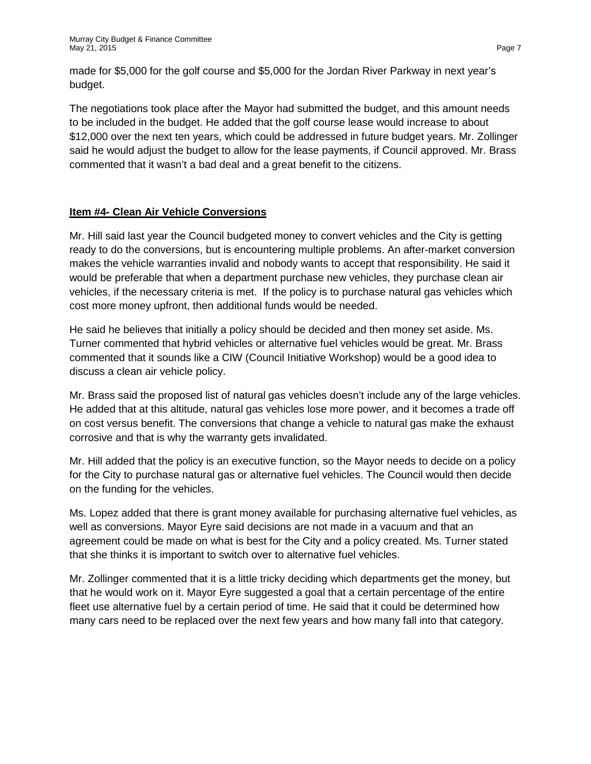made for $5,000 for the golf course and $5,000 for the Jordan River Parkway in next year's budget.

The negotiations took place after the Mayor had submitted the budget, and this amount needs to be included in the budget. He added that the golf course lease would increase to about $12,000 over the next ten years, which could be addressed in future budget years. Mr. Zollinger said he would adjust the budget to allow for the lease payments, if Council approved. Mr. Brass commented that it wasn't a bad deal and a great benefit to the citizens.

**Item #4- Clean Air Vehicle Conversions**

Mr. Hill said last year the Council budgeted money to convert vehicles and the City is getting ready to do the conversions, but is encountering multiple problems. An after-market conversion makes the vehicle warranties invalid and nobody wants to accept that responsibility. He said it would be preferable that when a department purchase new vehicles, they purchase clean air vehicles, if the necessary criteria is met. If the policy is to purchase natural gas vehicles which cost more money upfront, then additional funds would be needed.

He said he believes that initially a policy should be decided and then money set aside. Ms. Turner commented that hybrid vehicles or alternative fuel vehicles would be great. Mr. Brass commented that it sounds like a CIW (Council Initiative Workshop) would be a good idea to discuss a clean air vehicle policy.

Mr. Brass said the proposed list of natural gas vehicles doesn't include any of the large vehicles. He added that at this altitude, natural gas vehicles lose more power, and it becomes a trade off on cost versus benefit. The conversions that change a vehicle to natural gas make the exhaust corrosive and that is why the warranty gets invalidated.

Mr. Hill added that the policy is an executive function, so the Mayor needs to decide on a policy for the City to purchase natural gas or alternative fuel vehicles. The Council would then decide on the funding for the vehicles.

Ms. Lopez added that there is grant money available for purchasing alternative fuel vehicles, as well as conversions. Mayor Eyre said decisions are not made in a vacuum and that an agreement could be made on what is best for the City and a policy created. Ms. Turner stated that she thinks it is important to switch over to alternative fuel vehicles.

Mr. Zollinger commented that it is a little tricky deciding which departments get the money, but that he would work on it. Mayor Eyre suggested a goal that a certain percentage of the entire fleet use alternative fuel by a certain period of time. He said that it could be determined how many cars need to be replaced over the next few years and how many fall into that category.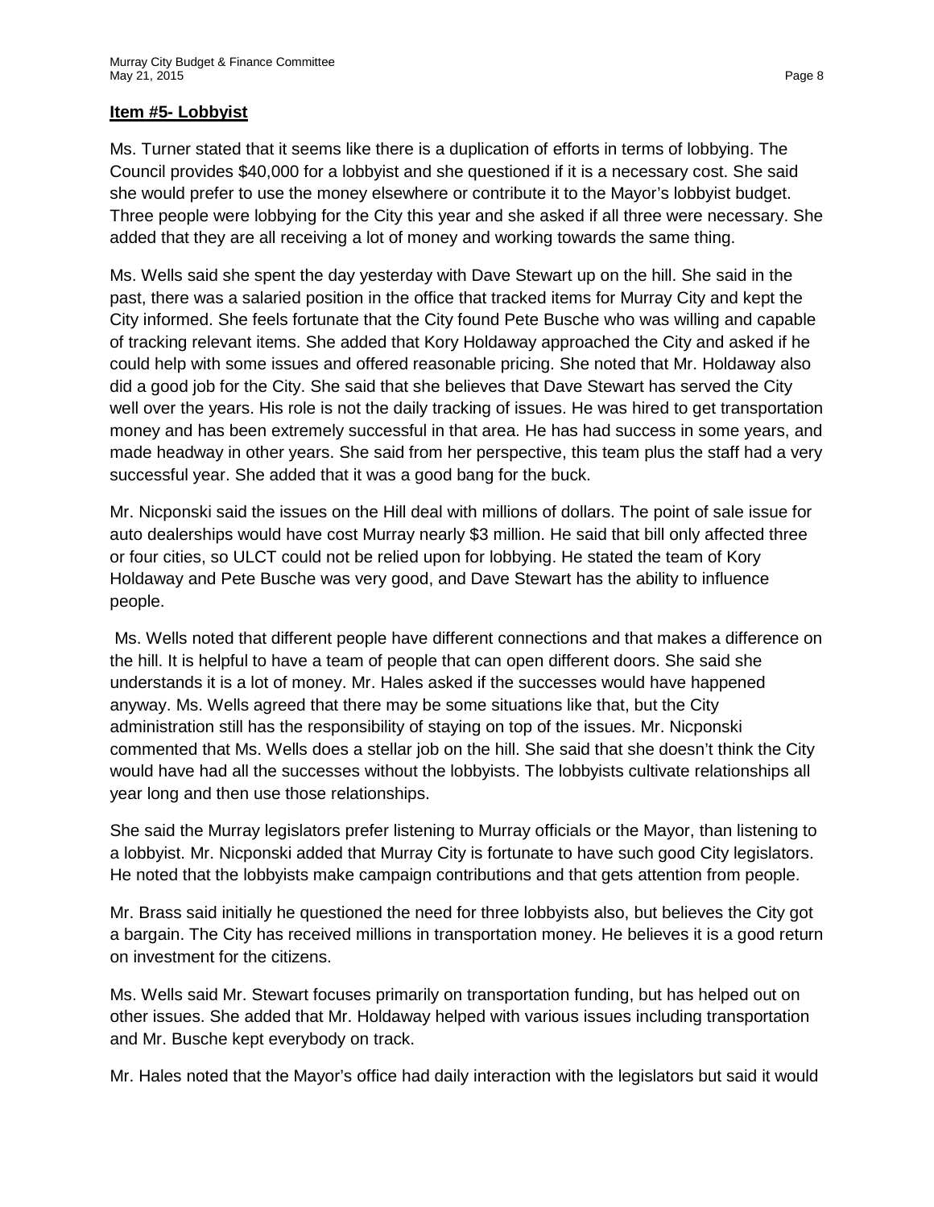**Item #5- Lobbyist**

Ms. Turner stated that it seems like there is a duplication of efforts in terms of lobbying. The Council provides $40,000 for a lobbyist and she questioned if it is a necessary cost. She said she would prefer to use the money elsewhere or contribute it to the Mayor's lobbyist budget. Three people were lobbying for the City this year and she asked if all three were necessary. She added that they are all receiving a lot of money and working towards the same thing.

Ms. Wells said she spent the day yesterday with Dave Stewart up on the hill. She said in the past, there was a salaried position in the office that tracked items for Murray City and kept the City informed. She feels fortunate that the City found Pete Busche who was willing and capable of tracking relevant items. She added that Kory Holdaway approached the City and asked if he could help with some issues and offered reasonable pricing. She noted that Mr. Holdaway also did a good job for the City. She said that she believes that Dave Stewart has served the City well over the years. His role is not the daily tracking of issues. He was hired to get transportation money and has been extremely successful in that area. He has had success in some years, and made headway in other years. She said from her perspective, this team plus the staff had a very successful year. She added that it was a good bang for the buck.

Mr. Nicponski said the issues on the Hill deal with millions of dollars. The point of sale issue for auto dealerships would have cost Murray nearly $3 million. He said that bill only affected three or four cities, so ULCT could not be relied upon for lobbying. He stated the team of Kory Holdaway and Pete Busche was very good, and Dave Stewart has the ability to influence people.

Ms. Wells noted that different people have different connections and that makes a difference on the hill. It is helpful to have a team of people that can open different doors. She said she understands it is a lot of money. Mr. Hales asked if the successes would have happened anyway. Ms. Wells agreed that there may be some situations like that, but the City administration still has the responsibility of staying on top of the issues. Mr. Nicponski commented that Ms. Wells does a stellar job on the hill. She said that she doesn't think the City would have had all the successes without the lobbyists. The lobbyists cultivate relationships all year long and then use those relationships.

She said the Murray legislators prefer listening to Murray officials or the Mayor, than listening to a lobbyist. Mr. Nicponski added that Murray City is fortunate to have such good City legislators. He noted that the lobbyists make campaign contributions and that gets attention from people.

Mr. Brass said initially he questioned the need for three lobbyists also, but believes the City got a bargain. The City has received millions in transportation money. He believes it is a good return on investment for the citizens.

Ms. Wells said Mr. Stewart focuses primarily on transportation funding, but has helped out on other issues. She added that Mr. Holdaway helped with various issues including transportation and Mr. Busche kept everybody on track.

Mr. Hales noted that the Mayor's office had daily interaction with the legislators but said it would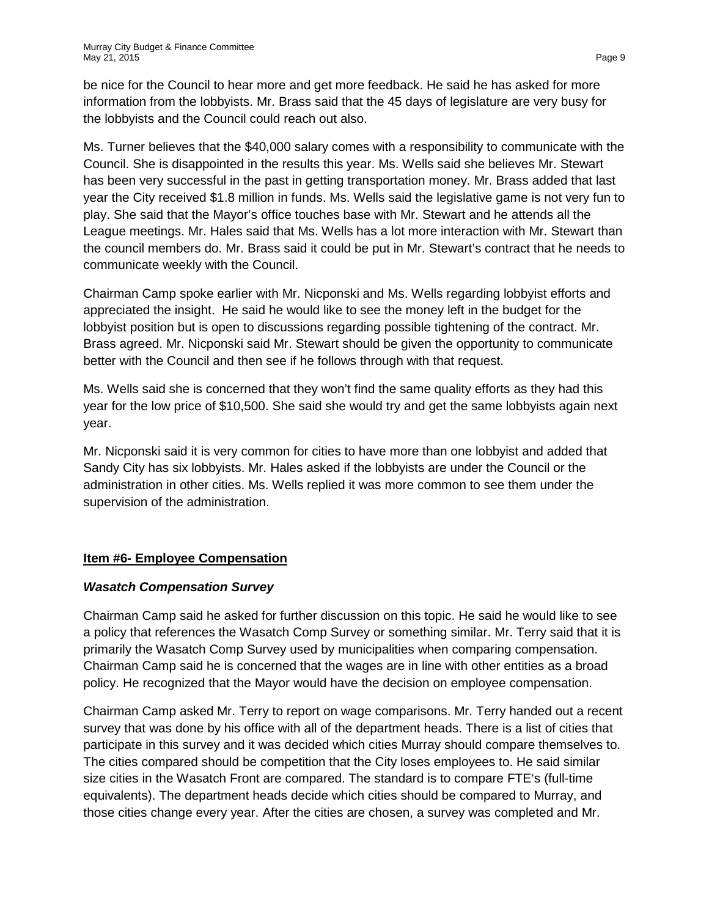be nice for the Council to hear more and get more feedback. He said he has asked for more information from the lobbyists. Mr. Brass said that the 45 days of legislature are very busy for the lobbyists and the Council could reach out also.

Ms. Turner believes that the $40,000 salary comes with a responsibility to communicate with the Council. She is disappointed in the results this year. Ms. Wells said she believes Mr. Stewart has been very successful in the past in getting transportation money. Mr. Brass added that last year the City received $1.8 million in funds. Ms. Wells said the legislative game is not very fun to play. She said that the Mayor's office touches base with Mr. Stewart and he attends all the League meetings. Mr. Hales said that Ms. Wells has a lot more interaction with Mr. Stewart than the council members do. Mr. Brass said it could be put in Mr. Stewart's contract that he needs to communicate weekly with the Council.

Chairman Camp spoke earlier with Mr. Nicponski and Ms. Wells regarding lobbyist efforts and appreciated the insight. He said he would like to see the money left in the budget for the lobbyist position but is open to discussions regarding possible tightening of the contract. Mr. Brass agreed. Mr. Nicponski said Mr. Stewart should be given the opportunity to communicate better with the Council and then see if he follows through with that request.

Ms. Wells said she is concerned that they won't find the same quality efforts as they had this year for the low price of $10,500. She said she would try and get the same lobbyists again next year.

Mr. Nicponski said it is very common for cities to have more than one lobbyist and added that Sandy City has six lobbyists. Mr. Hales asked if the lobbyists are under the Council or the administration in other cities. Ms. Wells replied it was more common to see them under the supervision of the administration.

## Item #6- Employee Compensation

### *Wasatch Compensation Survey*

Chairman Camp said he asked for further discussion on this topic. He said he would like to see a policy that references the Wasatch Comp Survey or something similar. Mr. Terry said that it is primarily the Wasatch Comp Survey used by municipalities when comparing compensation. Chairman Camp said he is concerned that the wages are in line with other entities as a broad policy. He recognized that the Mayor would have the decision on employee compensation.

Chairman Camp asked Mr. Terry to report on wage comparisons. Mr. Terry handed out a recent survey that was done by his office with all of the department heads. There is a list of cities that participate in this survey and it was decided which cities Murray should compare themselves to. The cities compared should be competition that the City loses employees to. He said similar size cities in the Wasatch Front are compared. The standard is to compare FTE's (full-time equivalents). The department heads decide which cities should be compared to Murray, and those cities change every year. After the cities are chosen, a survey was completed and Mr.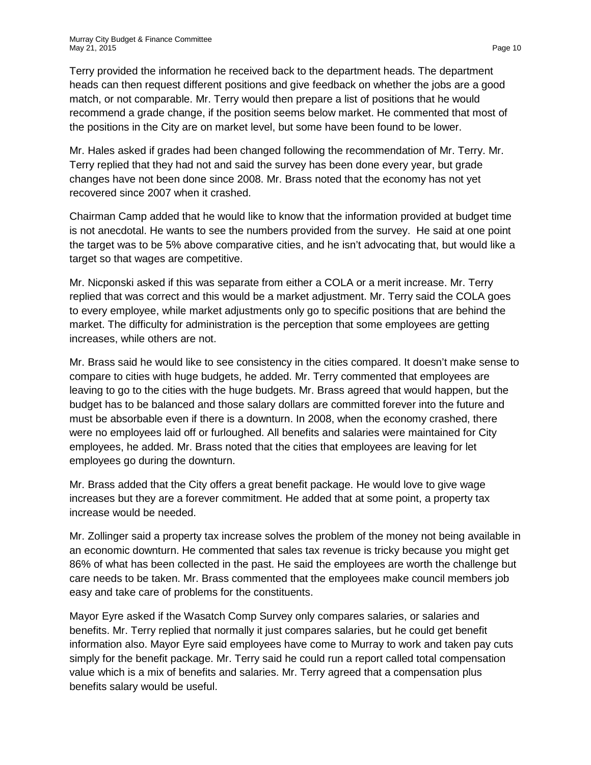Terry provided the information he received back to the department heads. The department heads can then request different positions and give feedback on whether the jobs are a good match, or not comparable. Mr. Terry would then prepare a list of positions that he would recommend a grade change, if the position seems below market. He commented that most of the positions in the City are on market level, but some have been found to be lower.

Mr. Hales asked if grades had been changed following the recommendation of Mr. Terry. Mr. Terry replied that they had not and said the survey has been done every year, but grade changes have not been done since 2008. Mr. Brass noted that the economy has not yet recovered since 2007 when it crashed.

Chairman Camp added that he would like to know that the information provided at budget time is not anecdotal. He wants to see the numbers provided from the survey. He said at one point the target was to be 5% above comparative cities, and he isn't advocating that, but would like a target so that wages are competitive.

Mr. Nicponski asked if this was separate from either a COLA or a merit increase. Mr. Terry replied that was correct and this would be a market adjustment. Mr. Terry said the COLA goes to every employee, while market adjustments only go to specific positions that are behind the market. The difficulty for administration is the perception that some employees are getting increases, while others are not.

Mr. Brass said he would like to see consistency in the cities compared. It doesn't make sense to compare to cities with huge budgets, he added. Mr. Terry commented that employees are leaving to go to the cities with the huge budgets. Mr. Brass agreed that would happen, but the budget has to be balanced and those salary dollars are committed forever into the future and must be absorbable even if there is a downturn. In 2008, when the economy crashed, there were no employees laid off or furloughed. All benefits and salaries were maintained for City employees, he added. Mr. Brass noted that the cities that employees are leaving for let employees go during the downturn.

Mr. Brass added that the City offers a great benefit package. He would love to give wage increases but they are a forever commitment. He added that at some point, a property tax increase would be needed.

Mr. Zollinger said a property tax increase solves the problem of the money not being available in an economic downturn. He commented that sales tax revenue is tricky because you might get 86% of what has been collected in the past. He said the employees are worth the challenge but care needs to be taken. Mr. Brass commented that the employees make council members job easy and take care of problems for the constituents.

Mayor Eyre asked if the Wasatch Comp Survey only compares salaries, or salaries and benefits. Mr. Terry replied that normally it just compares salaries, but he could get benefit information also. Mayor Eyre said employees have come to Murray to work and taken pay cuts simply for the benefit package. Mr. Terry said he could run a report called total compensation value which is a mix of benefits and salaries. Mr. Terry agreed that a compensation plus benefits salary would be useful.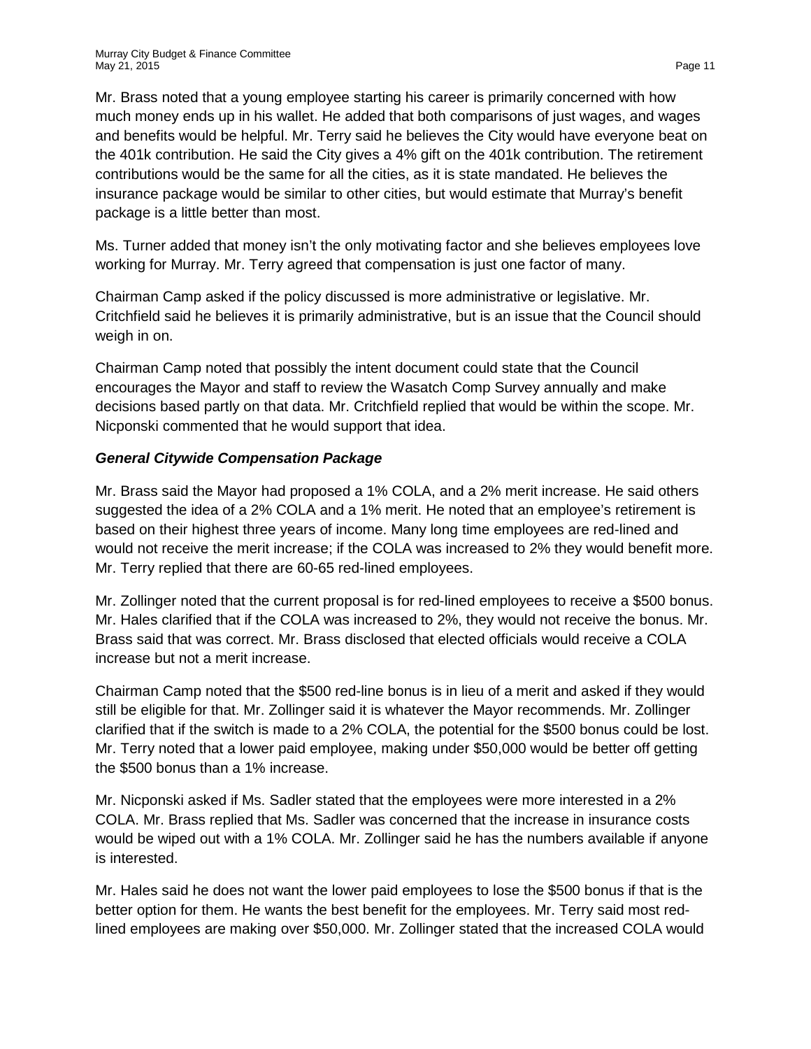Mr. Brass noted that a young employee starting his career is primarily concerned with how much money ends up in his wallet. He added that both comparisons of just wages, and wages and benefits would be helpful. Mr. Terry said he believes the City would have everyone beat on the 401k contribution. He said the City gives a 4% gift on the 401k contribution. The retirement contributions would be the same for all the cities, as it is state mandated. He believes the insurance package would be similar to other cities, but would estimate that Murray's benefit package is a little better than most.

Ms. Turner added that money isn't the only motivating factor and she believes employees love working for Murray. Mr. Terry agreed that compensation is just one factor of many.

Chairman Camp asked if the policy discussed is more administrative or legislative. Mr. Critchfield said he believes it is primarily administrative, but is an issue that the Council should weigh in on.

Chairman Camp noted that possibly the intent document could state that the Council encourages the Mayor and staff to review the Wasatch Comp Survey annually and make decisions based partly on that data. Mr. Critchfield replied that would be within the scope. Mr. Nicponski commented that he would support that idea.

***General Citywide Compensation Package***

Mr. Brass said the Mayor had proposed a 1% COLA, and a 2% merit increase. He said others suggested the idea of a 2% COLA and a 1% merit. He noted that an employee's retirement is based on their highest three years of income. Many long time employees are red-lined and would not receive the merit increase; if the COLA was increased to 2% they would benefit more. Mr. Terry replied that there are 60-65 red-lined employees.

Mr. Zollinger noted that the current proposal is for red-lined employees to receive a $500 bonus. Mr. Hales clarified that if the COLA was increased to 2%, they would not receive the bonus. Mr. Brass said that was correct. Mr. Brass disclosed that elected officials would receive a COLA increase but not a merit increase.

Chairman Camp noted that the $500 red-line bonus is in lieu of a merit and asked if they would still be eligible for that. Mr. Zollinger said it is whatever the Mayor recommends. Mr. Zollinger clarified that if the switch is made to a 2% COLA, the potential for the $500 bonus could be lost. Mr. Terry noted that a lower paid employee, making under $50,000 would be better off getting the $500 bonus than a 1% increase.

Mr. Nicponski asked if Ms. Sadler stated that the employees were more interested in a 2% COLA. Mr. Brass replied that Ms. Sadler was concerned that the increase in insurance costs would be wiped out with a 1% COLA. Mr. Zollinger said he has the numbers available if anyone is interested.

Mr. Hales said he does not want the lower paid employees to lose the $500 bonus if that is the better option for them. He wants the best benefit for the employees. Mr. Terry said most red-lined employees are making over $50,000. Mr. Zollinger stated that the increased COLA would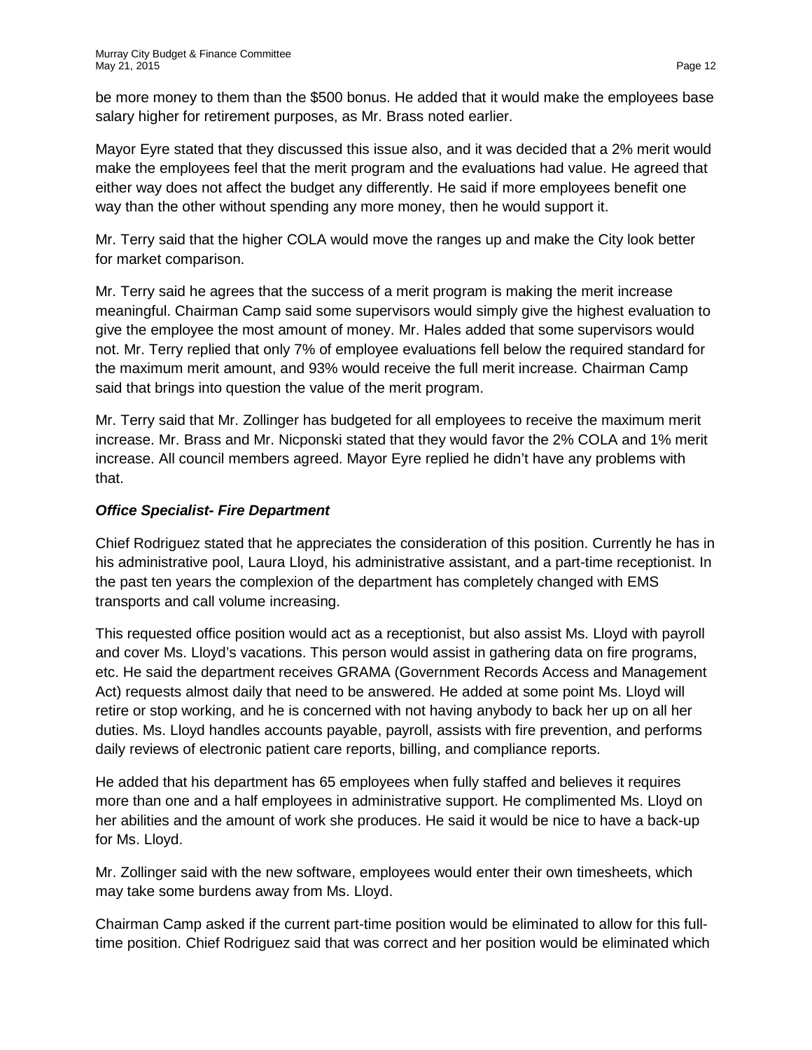be more money to them than the $500 bonus. He added that it would make the employees base salary higher for retirement purposes, as Mr. Brass noted earlier.

Mayor Eyre stated that they discussed this issue also, and it was decided that a 2% merit would make the employees feel that the merit program and the evaluations had value. He agreed that either way does not affect the budget any differently. He said if more employees benefit one way than the other without spending any more money, then he would support it.

Mr. Terry said that the higher COLA would move the ranges up and make the City look better for market comparison.

Mr. Terry said he agrees that the success of a merit program is making the merit increase meaningful. Chairman Camp said some supervisors would simply give the highest evaluation to give the employee the most amount of money. Mr. Hales added that some supervisors would not. Mr. Terry replied that only 7% of employee evaluations fell below the required standard for the maximum merit amount, and 93% would receive the full merit increase. Chairman Camp said that brings into question the value of the merit program.

Mr. Terry said that Mr. Zollinger has budgeted for all employees to receive the maximum merit increase. Mr. Brass and Mr. Nicponski stated that they would favor the 2% COLA and 1% merit increase. All council members agreed. Mayor Eyre replied he didn't have any problems with that.

***Office Specialist- Fire Department***

Chief Rodriguez stated that he appreciates the consideration of this position. Currently he has in his administrative pool, Laura Lloyd, his administrative assistant, and a part-time receptionist. In the past ten years the complexion of the department has completely changed with EMS transports and call volume increasing.

This requested office position would act as a receptionist, but also assist Ms. Lloyd with payroll and cover Ms. Lloyd's vacations. This person would assist in gathering data on fire programs, etc. He said the department receives GRAMA (Government Records Access and Management Act) requests almost daily that need to be answered. He added at some point Ms. Lloyd will retire or stop working, and he is concerned with not having anybody to back her up on all her duties. Ms. Lloyd handles accounts payable, payroll, assists with fire prevention, and performs daily reviews of electronic patient care reports, billing, and compliance reports.

He added that his department has 65 employees when fully staffed and believes it requires more than one and a half employees in administrative support. He complimented Ms. Lloyd on her abilities and the amount of work she produces. He said it would be nice to have a back-up for Ms. Lloyd.

Mr. Zollinger said with the new software, employees would enter their own timesheets, which may take some burdens away from Ms. Lloyd.

Chairman Camp asked if the current part-time position would be eliminated to allow for this full-time position. Chief Rodriguez said that was correct and her position would be eliminated which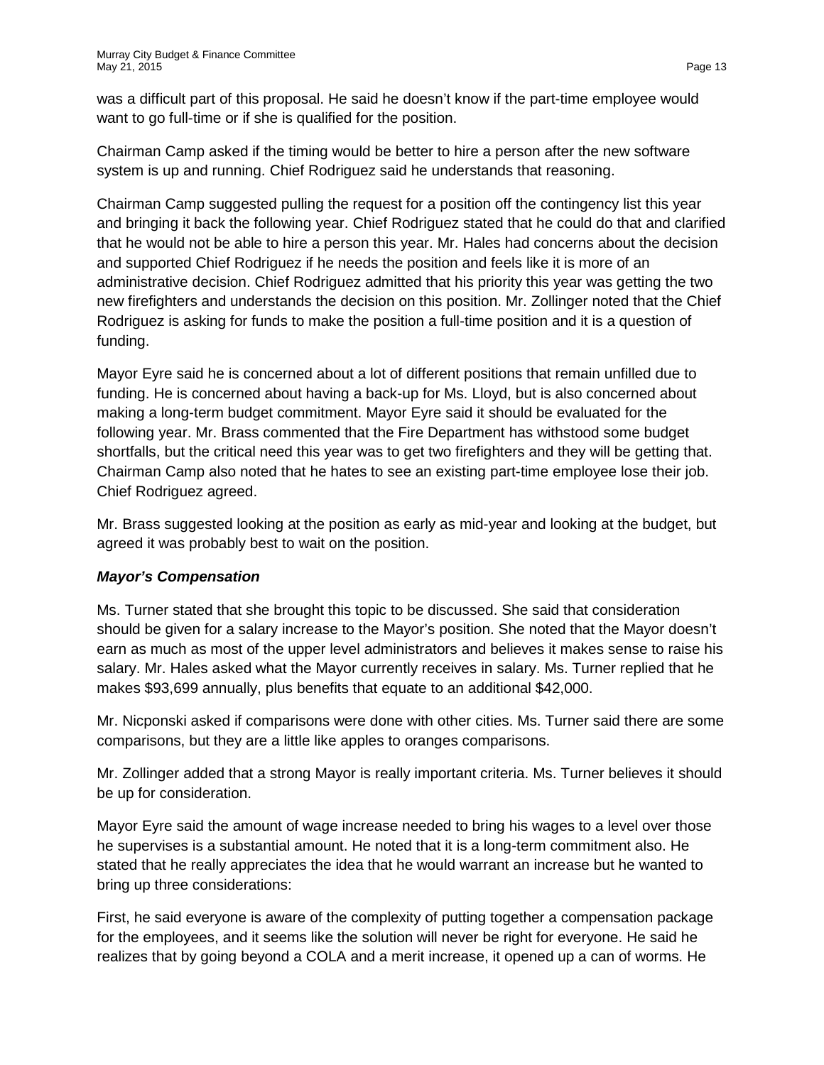was a difficult part of this proposal. He said he doesn't know if the part-time employee would want to go full-time or if she is qualified for the position.

Chairman Camp asked if the timing would be better to hire a person after the new software system is up and running. Chief Rodriguez said he understands that reasoning.

Chairman Camp suggested pulling the request for a position off the contingency list this year and bringing it back the following year. Chief Rodriguez stated that he could do that and clarified that he would not be able to hire a person this year. Mr. Hales had concerns about the decision and supported Chief Rodriguez if he needs the position and feels like it is more of an administrative decision. Chief Rodriguez admitted that his priority this year was getting the two new firefighters and understands the decision on this position. Mr. Zollinger noted that the Chief Rodriguez is asking for funds to make the position a full-time position and it is a question of funding.

Mayor Eyre said he is concerned about a lot of different positions that remain unfilled due to funding. He is concerned about having a back-up for Ms. Lloyd, but is also concerned about making a long-term budget commitment. Mayor Eyre said it should be evaluated for the following year. Mr. Brass commented that the Fire Department has withstood some budget shortfalls, but the critical need this year was to get two firefighters and they will be getting that. Chairman Camp also noted that he hates to see an existing part-time employee lose their job. Chief Rodriguez agreed.

Mr. Brass suggested looking at the position as early as mid-year and looking at the budget, but agreed it was probably best to wait on the position.

***Mayor's Compensation***

Ms. Turner stated that she brought this topic to be discussed. She said that consideration should be given for a salary increase to the Mayor's position. She noted that the Mayor doesn't earn as much as most of the upper level administrators and believes it makes sense to raise his salary. Mr. Hales asked what the Mayor currently receives in salary. Ms. Turner replied that he makes $93,699 annually, plus benefits that equate to an additional $42,000.

Mr. Nicponski asked if comparisons were done with other cities. Ms. Turner said there are some comparisons, but they are a little like apples to oranges comparisons.

Mr. Zollinger added that a strong Mayor is really important criteria. Ms. Turner believes it should be up for consideration.

Mayor Eyre said the amount of wage increase needed to bring his wages to a level over those he supervises is a substantial amount. He noted that it is a long-term commitment also. He stated that he really appreciates the idea that he would warrant an increase but he wanted to bring up three considerations:

First, he said everyone is aware of the complexity of putting together a compensation package for the employees, and it seems like the solution will never be right for everyone. He said he realizes that by going beyond a COLA and a merit increase, it opened up a can of worms. He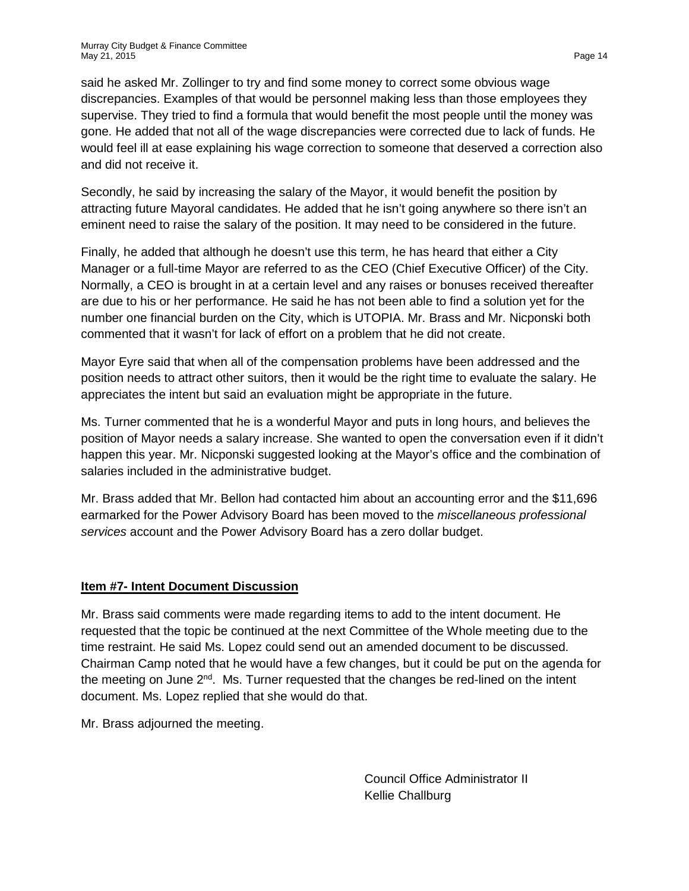said he asked Mr. Zollinger to try and find some money to correct some obvious wage discrepancies. Examples of that would be personnel making less than those employees they supervise. They tried to find a formula that would benefit the most people until the money was gone. He added that not all of the wage discrepancies were corrected due to lack of funds. He would feel ill at ease explaining his wage correction to someone that deserved a correction also and did not receive it.

Secondly, he said by increasing the salary of the Mayor, it would benefit the position by attracting future Mayoral candidates. He added that he isn't going anywhere so there isn't an eminent need to raise the salary of the position. It may need to be considered in the future.

Finally, he added that although he doesn't use this term, he has heard that either a City Manager or a full-time Mayor are referred to as the CEO (Chief Executive Officer) of the City. Normally, a CEO is brought in at a certain level and any raises or bonuses received thereafter are due to his or her performance. He said he has not been able to find a solution yet for the number one financial burden on the City, which is UTOPIA. Mr. Brass and Mr. Nicponski both commented that it wasn't for lack of effort on a problem that he did not create.

Mayor Eyre said that when all of the compensation problems have been addressed and the position needs to attract other suitors, then it would be the right time to evaluate the salary. He appreciates the intent but said an evaluation might be appropriate in the future.

Ms. Turner commented that he is a wonderful Mayor and puts in long hours, and believes the position of Mayor needs a salary increase. She wanted to open the conversation even if it didn't happen this year. Mr. Nicponski suggested looking at the Mayor's office and the combination of salaries included in the administrative budget.

Mr. Brass added that Mr. Bellon had contacted him about an accounting error and the $11,696 earmarked for the Power Advisory Board has been moved to the *miscellaneous professional services* account and the Power Advisory Board has a zero dollar budget.

## **Item #7- Intent Document Discussion**

Mr. Brass said comments were made regarding items to add to the intent document. He requested that the topic be continued at the next Committee of the Whole meeting due to the time restraint. He said Ms. Lopez could send out an amended document to be discussed. Chairman Camp noted that he would have a few changes, but it could be put on the agenda for the meeting on June 2nd. Ms. Turner requested that the changes be red-lined on the intent document. Ms. Lopez replied that she would do that.

Mr. Brass adjourned the meeting.

Council Office Administrator II
Kellie Challburg